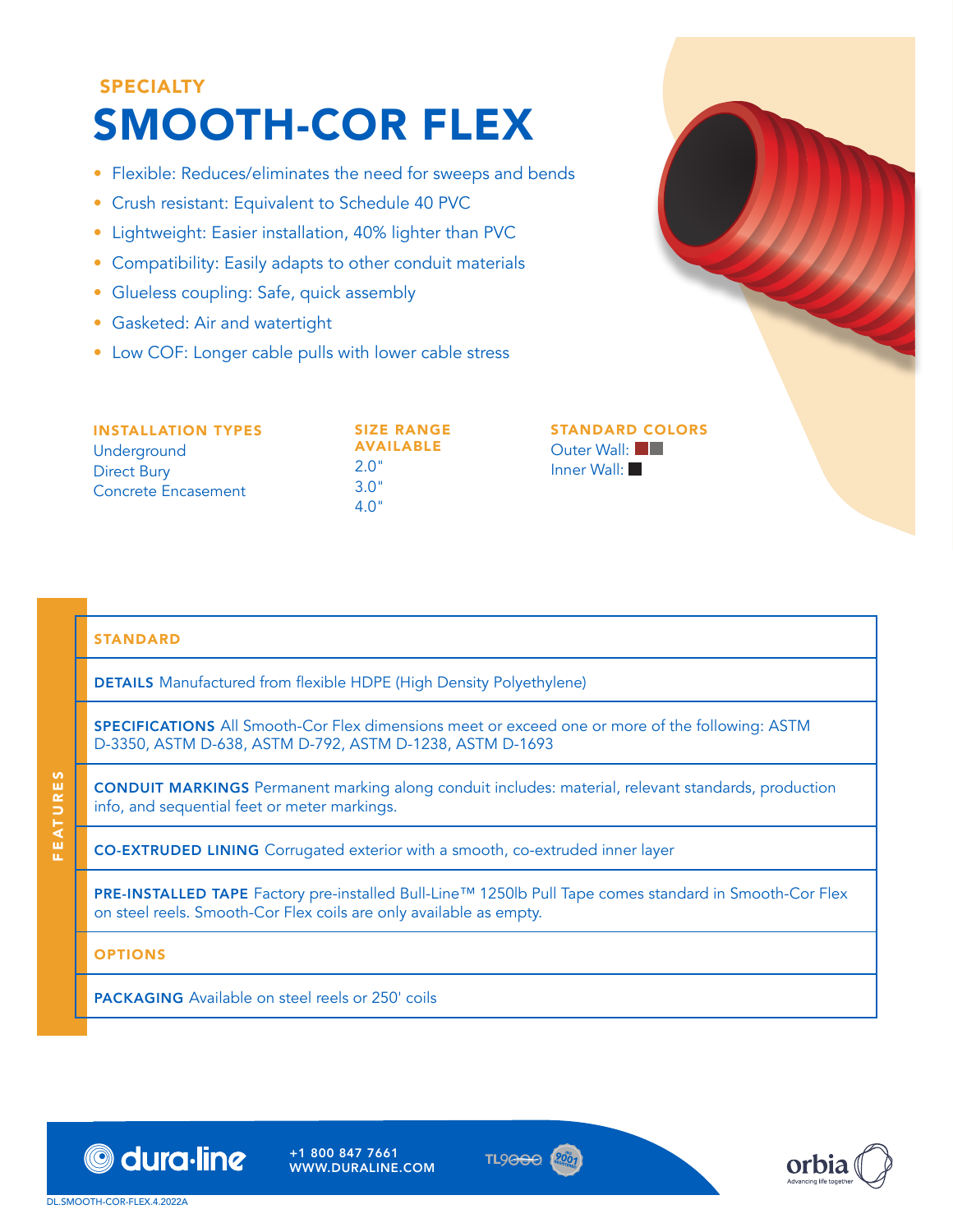SPECIALTY

# SMOOTH-COR FLEX

- Flexible: Reduces/eliminates the need for sweeps and bends
- Crush resistant: Equivalent to Schedule 40 PVC
- Lightweight: Easier installation, 40% lighter than PVC
- Compatibility: Easily adapts to other conduit materials
- Glueless coupling: Safe, quick assembly
- Gasketed: Air and watertight
- Low COF: Longer cable pulls with lower cable stress

**INSTALLATION TYPES**
Underground
Direct Bury
Concrete Encasement

**SIZE RANGE AVAILABLE**
2.0"
3.0"
4.0"

**STANDARD COLORS**
Outer Wall: red, gray
Inner Wall: black

## FEATURES

### STANDARD

**DETAILS** Manufactured from flexible HDPE (High Density Polyethylene)

**SPECIFICATIONS** All Smooth-Cor Flex dimensions meet or exceed one or more of the following: ASTM D-3350, ASTM D-638, ASTM D-792, ASTM D-1238, ASTM D-1693

**CONDUIT MARKINGS** Permanent marking along conduit includes: material, relevant standards, production info, and sequential feet or meter markings.

**CO-EXTRUDED LINING** Corrugated exterior with a smooth, co-extruded inner layer

**PRE-INSTALLED TAPE** Factory pre-installed Bull-Line™ 1250lb Pull Tape comes standard in Smooth-Cor Flex on steel reels. Smooth-Cor Flex coils are only available as empty.

### OPTIONS

**PACKAGING** Available on steel reels or 250' coils

dura·line
+1 800 847 7661
WWW.DURALINE.COM

TL9000

orbia
Advancing life together

DL.SMOOTH-COR-FLEX.4.2022A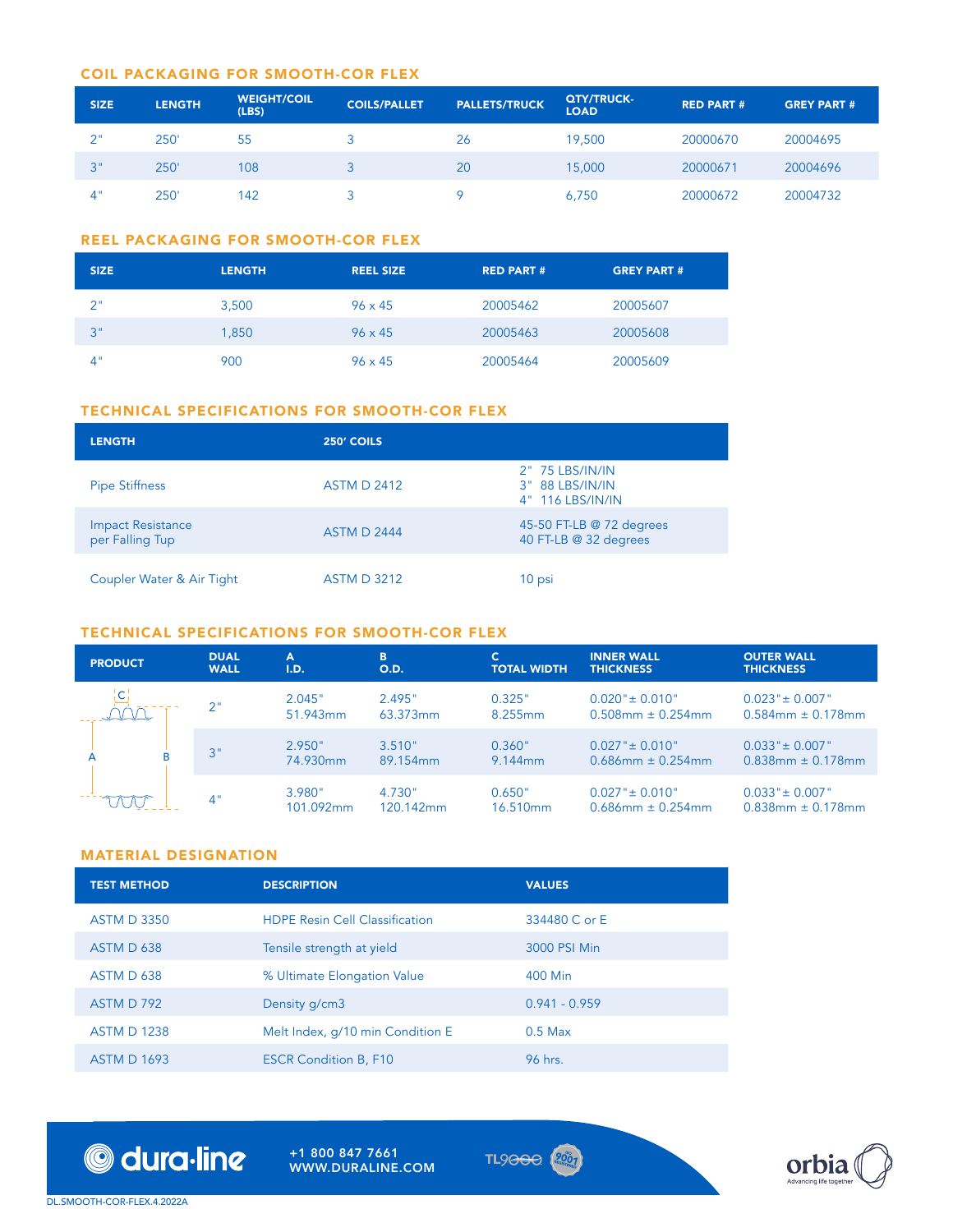## COIL PACKAGING FOR SMOOTH-COR FLEX

| SIZE | LENGTH | WEIGHT/COIL (LBS) | COILS/PALLET | PALLETS/TRUCK | QTY/TRUCK-LOAD | RED PART # | GREY PART # |
|---|---|---|---|---|---|---|---|
| 2" | 250' | 55 | 3 | 26 | 19,500 | 20000670 | 20004695 |
| 3" | 250' | 108 | 3 | 20 | 15,000 | 20000671 | 20004696 |
| 4" | 250' | 142 | 3 | 9 | 6,750 | 20000672 | 20004732 |

## REEL PACKAGING FOR SMOOTH-COR FLEX

| SIZE | LENGTH | REEL SIZE | RED PART # | GREY PART # |
|---|---|---|---|---|
| 2" | 3,500 | 96 x 45 | 20005462 | 20005607 |
| 3" | 1,850 | 96 x 45 | 20005463 | 20005608 |
| 4" | 900 | 96 x 45 | 20005464 | 20005609 |

## TECHNICAL SPECIFICATIONS FOR SMOOTH-COR FLEX

| LENGTH | 250' COILS | |
|---|---|---|
| Pipe Stiffness | ASTM D 2412 | 2" 75 LBS/IN/IN<br>3" 88 LBS/IN/IN<br>4" 116 LBS/IN/IN |
| Impact Resistance per Falling Tup | ASTM D 2444 | 45-50 FT-LB @ 72 degrees<br>40 FT-LB @ 32 degrees |
| Coupler Water & Air Tight | ASTM D 3212 | 10 psi |

## TECHNICAL SPECIFICATIONS FOR SMOOTH-COR FLEX

| PRODUCT | DUAL WALL | A I.D. | B O.D. | C TOTAL WIDTH | INNER WALL THICKNESS | OUTER WALL THICKNESS |
|---|---|---|---|---|---|---|
| | 2" | 2.045"<br>51.943mm | 2.495"<br>63.373mm | 0.325"<br>8.255mm | 0.020" ± 0.010"<br>0.508mm ± 0.254mm | 0.023" ± 0.007"<br>0.584mm ± 0.178mm |
| | 3" | 2.950"<br>74.930mm | 3.510"<br>89.154mm | 0.360"<br>9.144mm | 0.027" ± 0.010"<br>0.686mm ± 0.254mm | 0.033" ± 0.007"<br>0.838mm ± 0.178mm |
| | 4" | 3.980"<br>101.092mm | 4.730"<br>120.142mm | 0.650"<br>16.510mm | 0.027" ± 0.010"<br>0.686mm ± 0.254mm | 0.033" ± 0.007"<br>0.838mm ± 0.178mm |

## MATERIAL DESIGNATION

| TEST METHOD | DESCRIPTION | VALUES |
|---|---|---|
| ASTM D 3350 | HDPE Resin Cell Classification | 334480 C or E |
| ASTM D 638 | Tensile strength at yield | 3000 PSI Min |
| ASTM D 638 | % Ultimate Elongation Value | 400 Min |
| ASTM D 792 | Density g/cm3 | 0.941 - 0.959 |
| ASTM D 1238 | Melt Index, g/10 min Condition E | 0.5 Max |
| ASTM D 1693 | ESCR Condition B, F10 | 96 hrs. |

dura·line

+1 800 847 7661
WWW.DURALINE.COM

orbia
Advancing life together

DL.SMOOTH-COR-FLEX.4.2022A